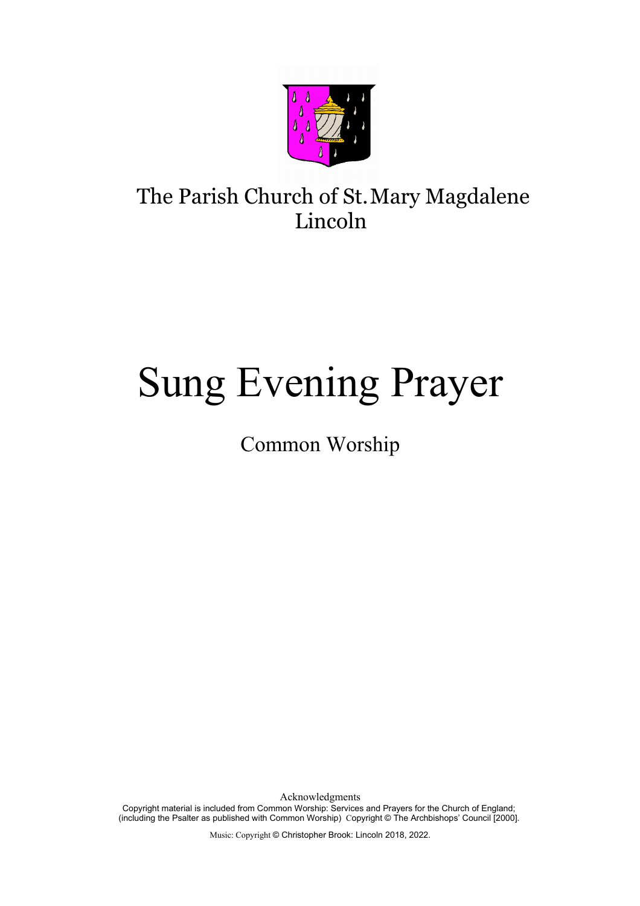The Parish Church of St. Mary Magdalene
Lincoln

# Sung Evening Prayer

## Common Worship

Acknowledgments

Copyright material is included from Common Worship: Services and Prayers for the Church of England; (including the Psalter as published with Common Worship) Copyright © The Archbishops' Council [2000].

Music: Copyright © Christopher Brook: Lincoln 2018, 2022.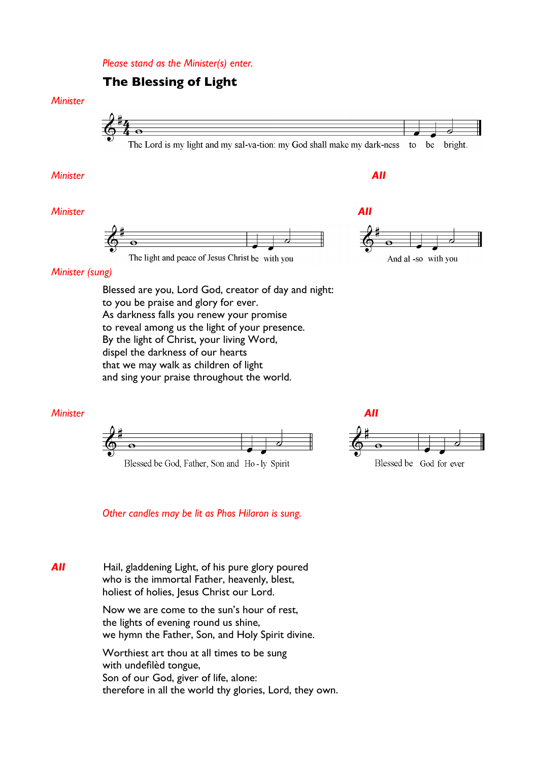*Please stand as the Minister(s) enter.*

## The Blessing of Light

*Minister*

The Lord is my light and my sal-va-tion: my God shall make my dark-ness to be bright.

*Minister* *All*

*Minister*

The light and peace of Jesus Christ be with you

*All*

And al -so with you

*Minister (sung)*

Blessed are you, Lord God, creator of day and night:
to you be praise and glory for ever.
As darkness falls you renew your promise
to reveal among us the light of your presence.
By the light of Christ, your living Word,
dispel the darkness of our hearts
that we may walk as children of light
and sing your praise throughout the world.

*Minister*

Blessed be God, Father, Son and Ho - ly Spirit

*All*

Blessed be God for ever

*Other candles may be lit as Phos Hilaron is sung.*

***All***

Hail, gladdening Light, of his pure glory poured
who is the immortal Father, heavenly, blest,
holiest of holies, Jesus Christ our Lord.

Now we are come to the sun's hour of rest,
the lights of evening round us shine,
we hymn the Father, Son, and Holy Spirit divine.

Worthiest art thou at all times to be sung
with undefilèd tongue,
Son of our God, giver of life, alone:
therefore in all the world thy glories, Lord, they own.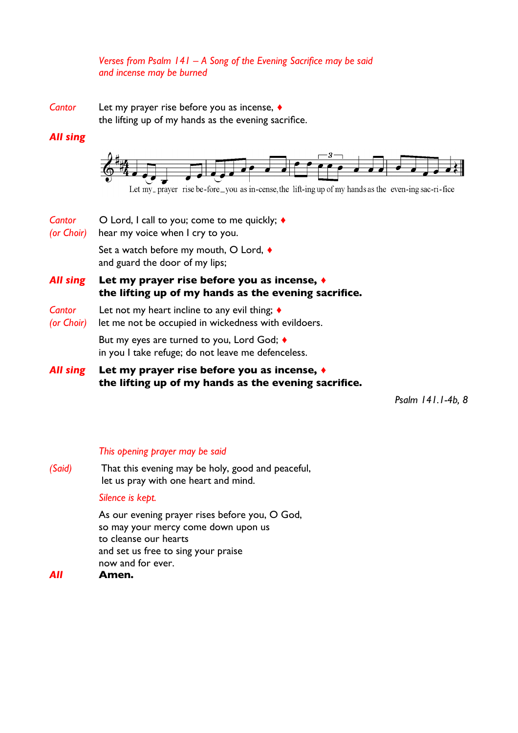*Verses from Psalm 141 – A Song of the Evening Sacrifice may be said and incense may be burned*

*Cantor* Let my prayer rise before you as incense, ♦
the lifting up of my hands as the evening sacrifice.

***All sing***

Let my_ prayer rise be-fore_you as in-cense, the lift-ing up of my hands as the even-ing sac-ri-fice

*Cantor (or Choir)* O Lord, I call to you; come to me quickly; ♦
hear my voice when I cry to you.

Set a watch before my mouth, O Lord, ♦
and guard the door of my lips;

***All sing*** **Let my prayer rise before you as incense, ♦**
**the lifting up of my hands as the evening sacrifice.**

*Cantor (or Choir)* Let not my heart incline to any evil thing; ♦
let me not be occupied in wickedness with evildoers.

But my eyes are turned to you, Lord God; ♦
in you I take refuge; do not leave me defenceless.

***All sing*** **Let my prayer rise before you as incense, ♦**
**the lifting up of my hands as the evening sacrifice.**

*Psalm 141.1-4b, 8*

*This opening prayer may be said*

*(Said)* That this evening may be holy, good and peaceful,
let us pray with one heart and mind.

*Silence is kept.*

As our evening prayer rises before you, O God,
so may your mercy come down upon us
to cleanse our hearts
and set us free to sing your praise
now and for ever.

***All*** **Amen.**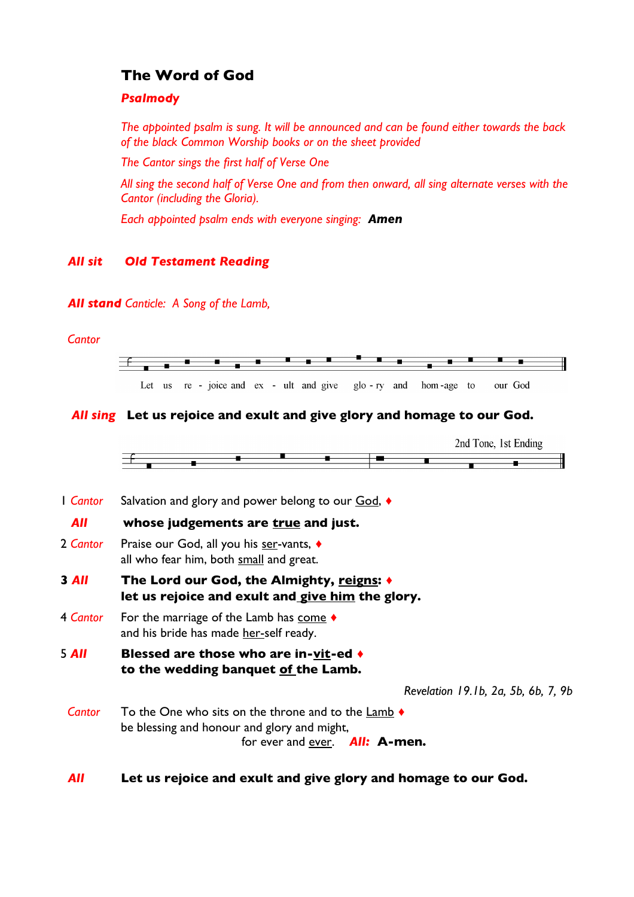## The Word of God

### *Psalmody*

*The appointed psalm is sung. It will be announced and can be found either towards the back of the black Common Worship books or on the sheet provided*

*The Cantor sings the first half of Verse One*

*All sing the second half of Verse One and from then onward, all sing alternate verses with the Cantor (including the Gloria).*

*Each appointed psalm ends with everyone singing:* ***Amen***

***All sit*** ***Old Testament Reading***

***All stand*** *Canticle: A Song of the Lamb,*

*Cantor*

Let us re - joice and ex - ult and give glo - ry and hom -age to our God

***All sing*** **Let us rejoice and exult and give glory and homage to our God.**

2nd Tone, 1st Ending

1 *Cantor* Salvation and glory and power belong to our God, ♦

*All* **whose judgements are true and just.**

2 *Cantor* Praise our God, all you his ser-vants, ♦
all who fear him, both small and great.

**3 *All*** **The Lord our God, the Almighty, reigns: ♦**
**let us rejoice and exult and give him the glory.**

4 *Cantor* For the marriage of the Lamb has come ♦
and his bride has made her-self ready.

5 ***All*** **Blessed are those who are in-vit-ed ♦**
**to the wedding banquet of the Lamb.**

*Revelation 19.1b, 2a, 5b, 6b, 7, 9b*

*Cantor* To the One who sits on the throne and to the Lamb ♦
be blessing and honour and glory and might,
for ever and ever. ***All:*** **A-men.**

***All*** **Let us rejoice and exult and give glory and homage to our God.**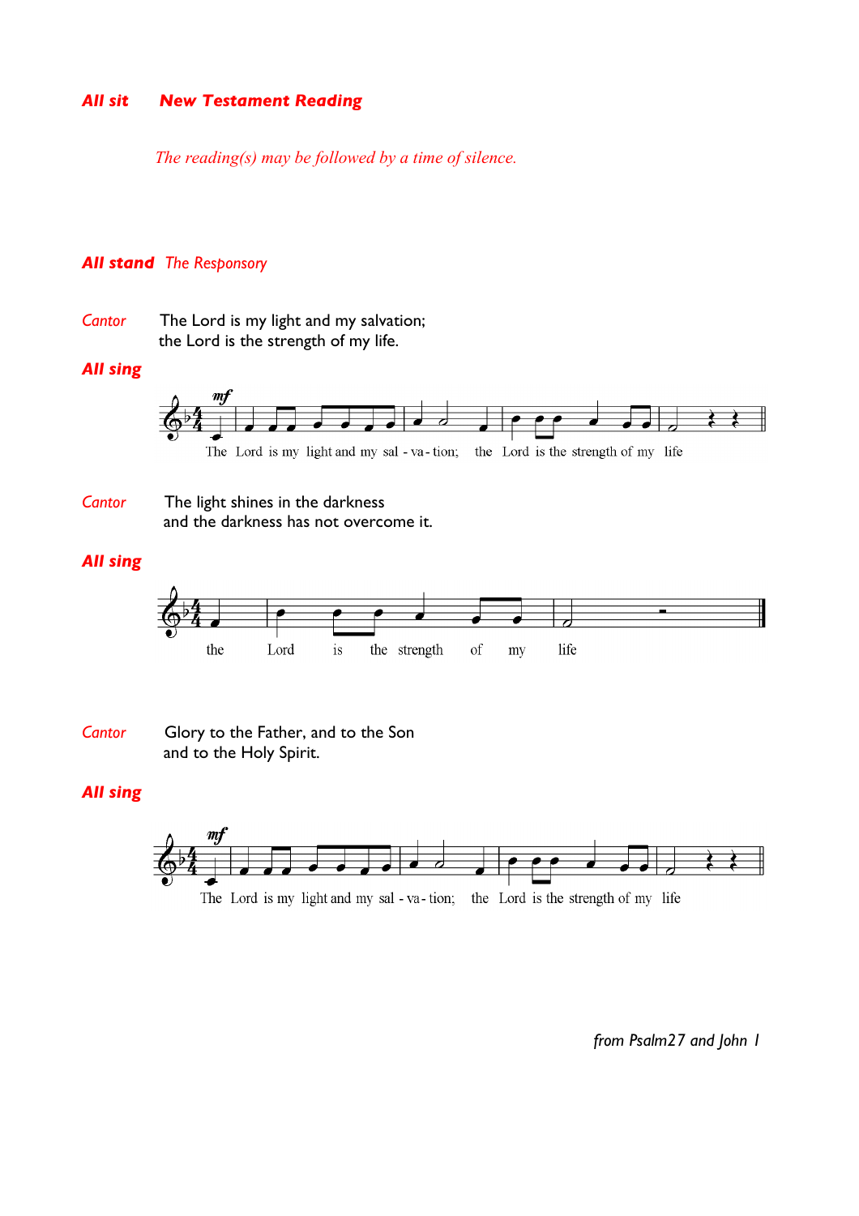***All sit*** ***New Testament Reading***

*The reading(s) may be followed by a time of silence.*

***All stand*** *The Responsory*

*Cantor* The Lord is my light and my salvation;
the Lord is the strength of my life.

***All sing***

The Lord is my light and my sal - va - tion; the Lord is the strength of my life

*Cantor* The light shines in the darkness
and the darkness has not overcome it.

***All sing***

the Lord is the strength of my life

*Cantor* Glory to the Father, and to the Son
and to the Holy Spirit.

***All sing***

The Lord is my light and my sal - va - tion; the Lord is the strength of my life

*from Psalm27 and John 1*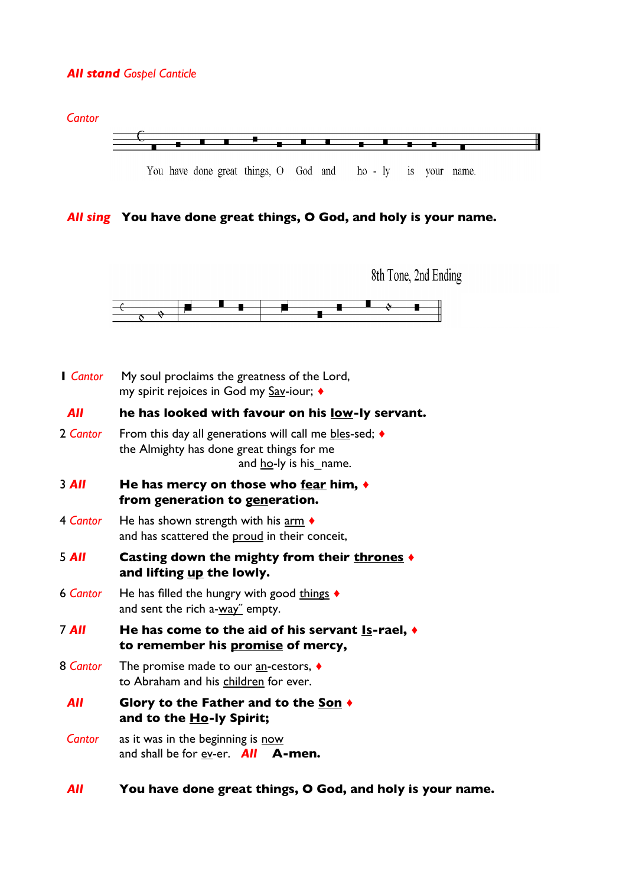***All stand*** *Gospel Canticle*

*Cantor*

You have done great things, O God and ho - ly is your name.

***All sing*** **You have done great things, O God, and holy is your name.**

8th Tone, 2nd Ending

1 *Cantor* My soul proclaims the greatness of the Lord,
my spirit rejoices in God my <u>Sav</u>-iour; ♦

***All*** **he has looked with favour on his <u>low</u>-ly servant.**

2 *Cantor* From this day all generations will call me <u>bles</u>-sed; ♦
the Almighty has done great things for me
and <u>ho</u>-ly is his_name.

3 ***All*** **He has mercy on those who <u>fear</u> him, ♦
from generation to <u>gen</u>eration.**

4 *Cantor* He has shown strength with his <u>arm</u> ♦
and has scattered the <u>proud</u> in their conceit,

5 ***All*** **Casting down the mighty from their <u>thrones</u> ♦
and lifting <u>up</u> the lowly.**

6 *Cantor* He has filled the hungry with good <u>things</u> ♦
and sent the rich a-<u>way˝</u> empty.

7 ***All*** **He has come to the aid of his servant <u>Is</u>-rael, ♦
to remember his <u>promise</u> of mercy,**

8 *Cantor* The promise made to our <u>an</u>-cestors, ♦
to Abraham and his <u>children</u> for ever.

***All*** **Glory to the Father and to the <u>Son</u> ♦
and to the <u>Ho</u>-ly Spirit;**

*Cantor* as it was in the beginning is <u>now</u>
and shall be for <u>ev</u>-er. ***All*** **A-men.**

***All*** **You have done great things, O God, and holy is your name.**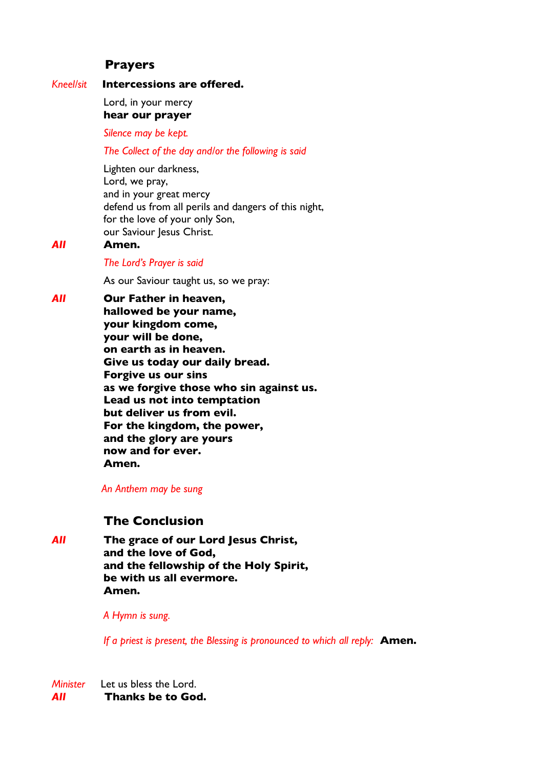## Prayers

*Kneel/sit* **Intercessions are offered.**

Lord, in your mercy
**hear our prayer**

*Silence may be kept.*

*The Collect of the day and/or the following is said*

Lighten our darkness,
Lord, we pray,
and in your great mercy
defend us from all perils and dangers of this night,
for the love of your only Son,
our Saviour Jesus Christ.

***All*** **Amen.**

*The Lord's Prayer is said*

As our Saviour taught us, so we pray:

***All*** **Our Father in heaven,**
**hallowed be your name,**
**your kingdom come,**
**your will be done,**
**on earth as in heaven.**
**Give us today our daily bread.**
**Forgive us our sins**
**as we forgive those who sin against us.**
**Lead us not into temptation**
**but deliver us from evil.**
**For the kingdom, the power,**
**and the glory are yours**
**now and for ever.**
**Amen.**

*An Anthem may be sung*

## The Conclusion

***All*** **The grace of our Lord Jesus Christ,**
**and the love of God,**
**and the fellowship of the Holy Spirit,**
**be with us all evermore.**
**Amen.**

*A Hymn is sung.*

*If a priest is present, the Blessing is pronounced to which all reply:* **Amen.**

*Minister* Let us bless the Lord.
***All*** **Thanks be to God.**